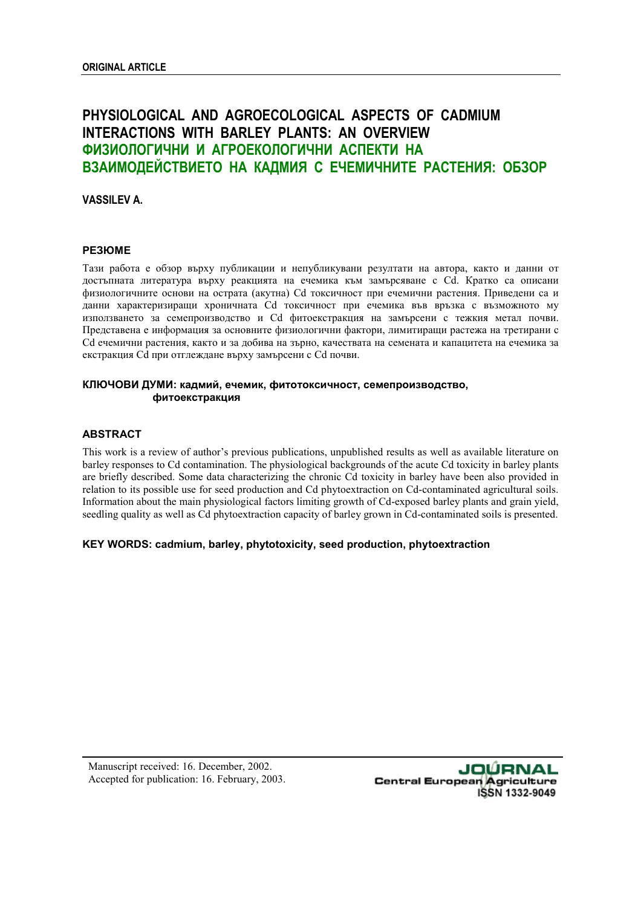**ORIGINAL ARTICLE**

# PHYSIOLOGICAL AND AGROECOLOGICAL ASPECTS OF CADMIUM INTERACTIONS WITH BARLEY PLANTS: AN OVERVIEW

# ФИЗИОЛОГИЧНИ И АГРОЕКОЛОГИЧНИ АСПЕКТИ НА ВЗАИМОДЕЙСТВИЕТО НА КАДМИЯ С ЕЧЕМИЧНИТЕ РАСТЕНИЯ: ОБЗОР

**VASSILEV A.**

## РЕЗЮМЕ

Тази работа е обзор върху публикации и непубликувани резултати на автора, както и данни от достъпната литература върху реакцията на ечемика към замърсяване с Cd. Кратко са описани физиологичните основи на острата (акутна) Cd токсичност при ечемични растения. Приведени са и данни характеризиращи хроничната Cd токсичност при ечемика във връзка с възможното му използването за семепроизводство и Cd фитоекстракция на замърсени с тежкия метал почви. Представена е информация за основните физиологични фактори, лимитиращи растежа на третирани с Cd ечемични растения, както и за добива на зърно, качествата на семената и капацитета на ечемика за екстракция Cd при отглеждане върху замърсени с Cd почви.

**КЛЮЧОВИ ДУМИ: кадмий, ечемик, фитотоксичност, семепроизводство, фитоекстракция**

## ABSTRACT

This work is a review of author's previous publications, unpublished results as well as available literature on barley responses to Cd contamination. The physiological backgrounds of the acute Cd toxicity in barley plants are briefly described. Some data characterizing the chronic Cd toxicity in barley have been also provided in relation to its possible use for seed production and Cd phytoextraction on Cd-contaminated agricultural soils. Information about the main physiological factors limiting growth of Cd-exposed barley plants and grain yield, seedling quality as well as Cd phytoextraction capacity of barley grown in Cd-contaminated soils is presented.

**KEY WORDS: cadmium, barley, phytotoxicity, seed production, phytoextraction**

Manuscript received: 16. December, 2002.
Accepted for publication: 16. February, 2003.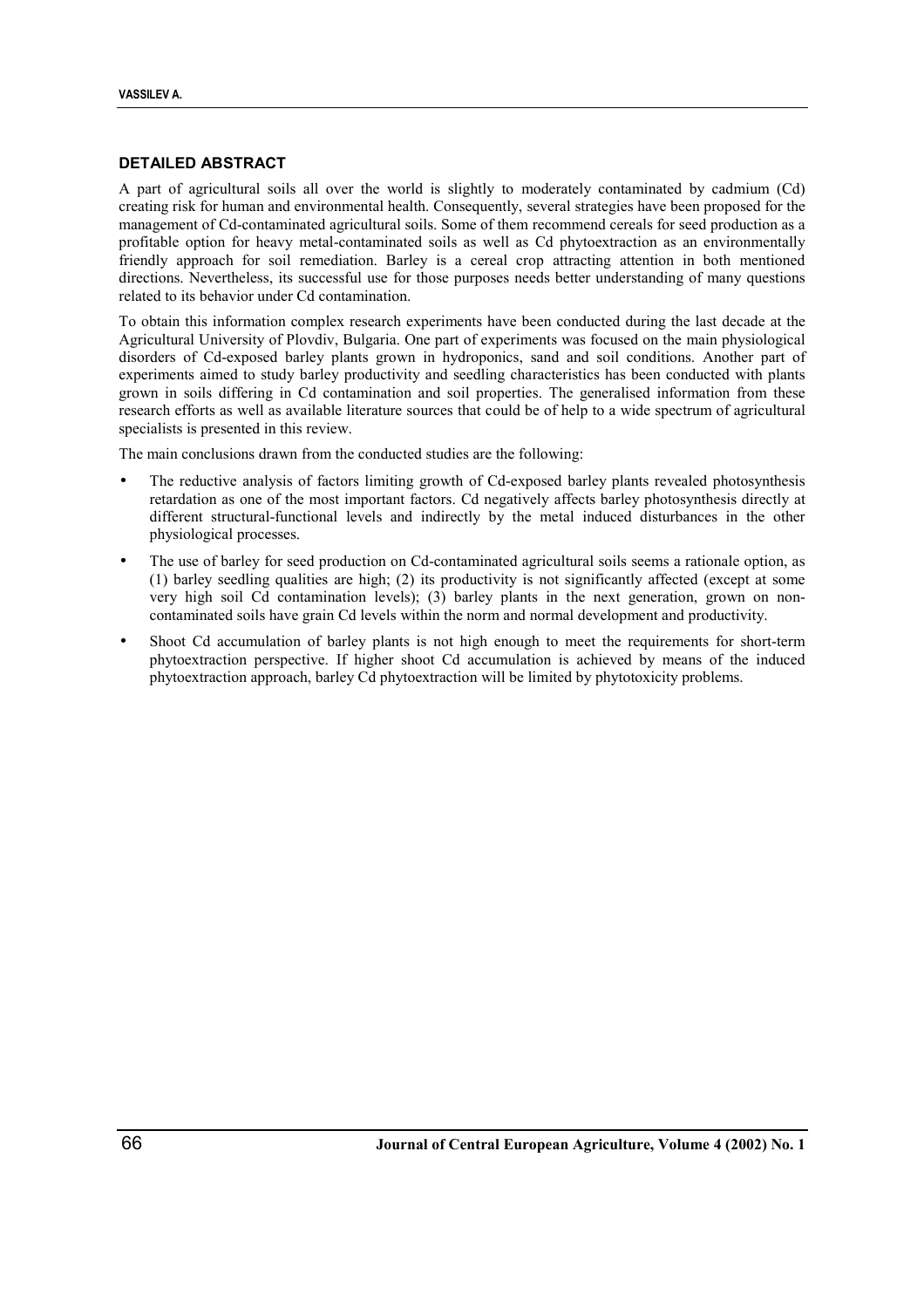## DETAILED ABSTRACT

A part of agricultural soils all over the world is slightly to moderately contaminated by cadmium (Cd) creating risk for human and environmental health. Consequently, several strategies have been proposed for the management of Cd-contaminated agricultural soils. Some of them recommend cereals for seed production as a profitable option for heavy metal-contaminated soils as well as Cd phytoextraction as an environmentally friendly approach for soil remediation. Barley is a cereal crop attracting attention in both mentioned directions. Nevertheless, its successful use for those purposes needs better understanding of many questions related to its behavior under Cd contamination.

To obtain this information complex research experiments have been conducted during the last decade at the Agricultural University of Plovdiv, Bulgaria. One part of experiments was focused on the main physiological disorders of Cd-exposed barley plants grown in hydroponics, sand and soil conditions. Another part of experiments aimed to study barley productivity and seedling characteristics has been conducted with plants grown in soils differing in Cd contamination and soil properties. The generalised information from these research efforts as well as available literature sources that could be of help to a wide spectrum of agricultural specialists is presented in this review.

The main conclusions drawn from the conducted studies are the following:

- The reductive analysis of factors limiting growth of Cd-exposed barley plants revealed photosynthesis retardation as one of the most important factors. Cd negatively affects barley photosynthesis directly at different structural-functional levels and indirectly by the metal induced disturbances in the other physiological processes.
- The use of barley for seed production on Cd-contaminated agricultural soils seems a rationale option, as (1) barley seedling qualities are high; (2) its productivity is not significantly affected (except at some very high soil Cd contamination levels); (3) barley plants in the next generation, grown on non-contaminated soils have grain Cd levels within the norm and normal development and productivity.
- Shoot Cd accumulation of barley plants is not high enough to meet the requirements for short-term phytoextraction perspective. If higher shoot Cd accumulation is achieved by means of the induced phytoextraction approach, barley Cd phytoextraction will be limited by phytotoxicity problems.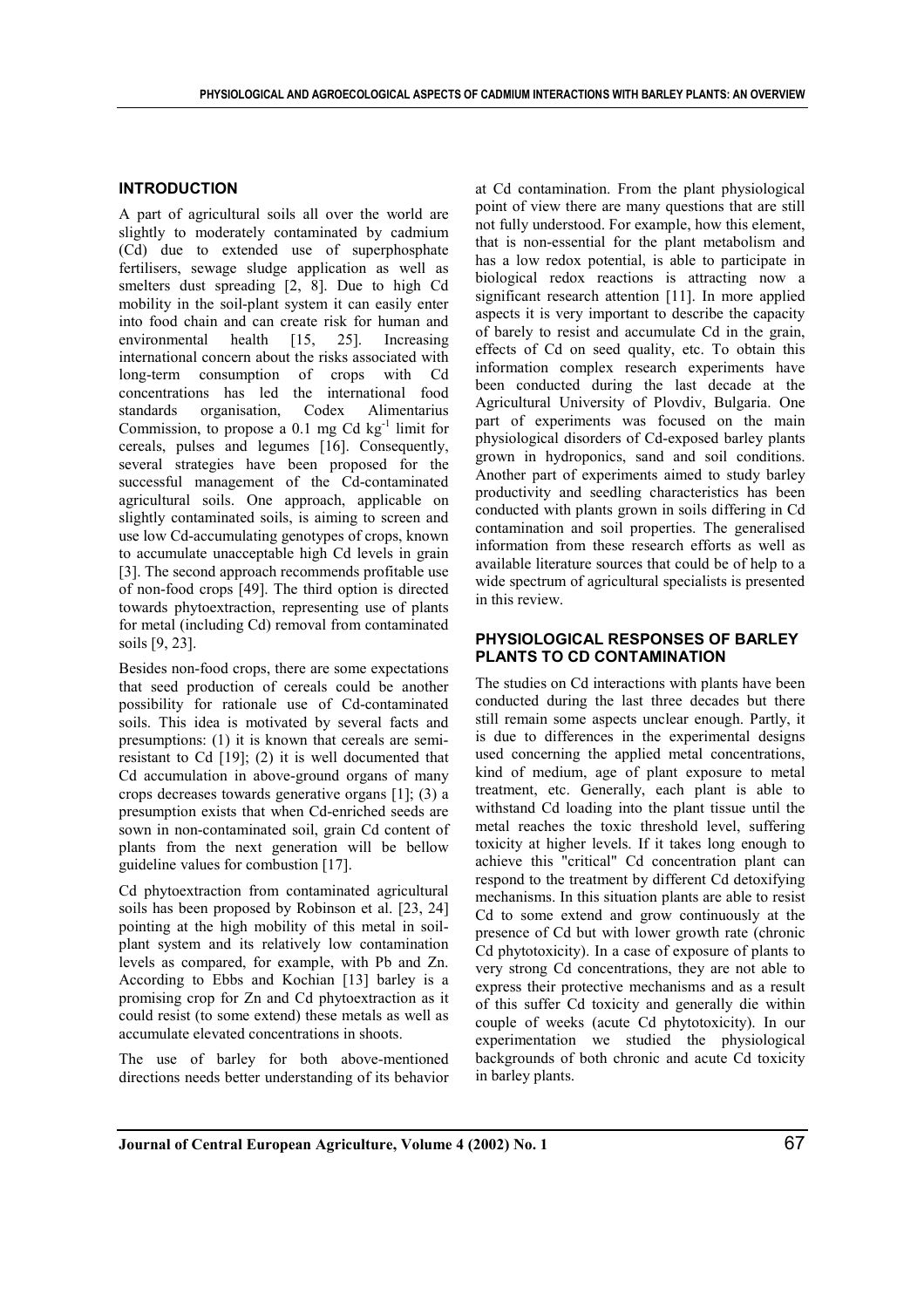## INTRODUCTION

A part of agricultural soils all over the world are slightly to moderately contaminated by cadmium (Cd) due to extended use of superphosphate fertilisers, sewage sludge application as well as smelters dust spreading [2, 8]. Due to high Cd mobility in the soil-plant system it can easily enter into food chain and can create risk for human and environmental health [15, 25]. Increasing international concern about the risks associated with long-term consumption of crops with Cd concentrations has led the international food standards organisation, Codex Alimentarius Commission, to propose a 0.1 mg Cd $kg^{-1}$ limit for cereals, pulses and legumes [16]. Consequently, several strategies have been proposed for the successful management of the Cd-contaminated agricultural soils. One approach, applicable on slightly contaminated soils, is aiming to screen and use low Cd-accumulating genotypes of crops, known to accumulate unacceptable high Cd levels in grain [3]. The second approach recommends profitable use of non-food crops [49]. The third option is directed towards phytoextraction, representing use of plants for metal (including Cd) removal from contaminated soils [9, 23].

Besides non-food crops, there are some expectations that seed production of cereals could be another possibility for rationale use of Cd-contaminated soils. This idea is motivated by several facts and presumptions: (1) it is known that cereals are semi-resistant to Cd [19]; (2) it is well documented that Cd accumulation in above-ground organs of many crops decreases towards generative organs [1]; (3) a presumption exists that when Cd-enriched seeds are sown in non-contaminated soil, grain Cd content of plants from the next generation will be bellow guideline values for combustion [17].

Cd phytoextraction from contaminated agricultural soils has been proposed by Robinson et al. [23, 24] pointing at the high mobility of this metal in soil-plant system and its relatively low contamination levels as compared, for example, with Pb and Zn. According to Ebbs and Kochian [13] barley is a promising crop for Zn and Cd phytoextraction as it could resist (to some extend) these metals as well as accumulate elevated concentrations in shoots.

The use of barley for both above-mentioned directions needs better understanding of its behavior at Cd contamination. From the plant physiological point of view there are many questions that are still not fully understood. For example, how this element, that is non-essential for the plant metabolism and has a low redox potential, is able to participate in biological redox reactions is attracting now a significant research attention [11]. In more applied aspects it is very important to describe the capacity of barely to resist and accumulate Cd in the grain, effects of Cd on seed quality, etc. To obtain this information complex research experiments have been conducted during the last decade at the Agricultural University of Plovdiv, Bulgaria. One part of experiments was focused on the main physiological disorders of Cd-exposed barley plants grown in hydroponics, sand and soil conditions. Another part of experiments aimed to study barley productivity and seedling characteristics has been conducted with plants grown in soils differing in Cd contamination and soil properties. The generalised information from these research efforts as well as available literature sources that could be of help to a wide spectrum of agricultural specialists is presented in this review.

## PHYSIOLOGICAL RESPONSES OF BARLEY PLANTS TO CD CONTAMINATION

The studies on Cd interactions with plants have been conducted during the last three decades but there still remain some aspects unclear enough. Partly, it is due to differences in the experimental designs used concerning the applied metal concentrations, kind of medium, age of plant exposure to metal treatment, etc. Generally, each plant is able to withstand Cd loading into the plant tissue until the metal reaches the toxic threshold level, suffering toxicity at higher levels. If it takes long enough to achieve this "critical" Cd concentration plant can respond to the treatment by different Cd detoxifying mechanisms. In this situation plants are able to resist Cd to some extend and grow continuously at the presence of Cd but with lower growth rate (chronic Cd phytotoxicity). In a case of exposure of plants to very strong Cd concentrations, they are not able to express their protective mechanisms and as a result of this suffer Cd toxicity and generally die within couple of weeks (acute Cd phytotoxicity). In our experimentation we studied the physiological backgrounds of both chronic and acute Cd toxicity in barley plants.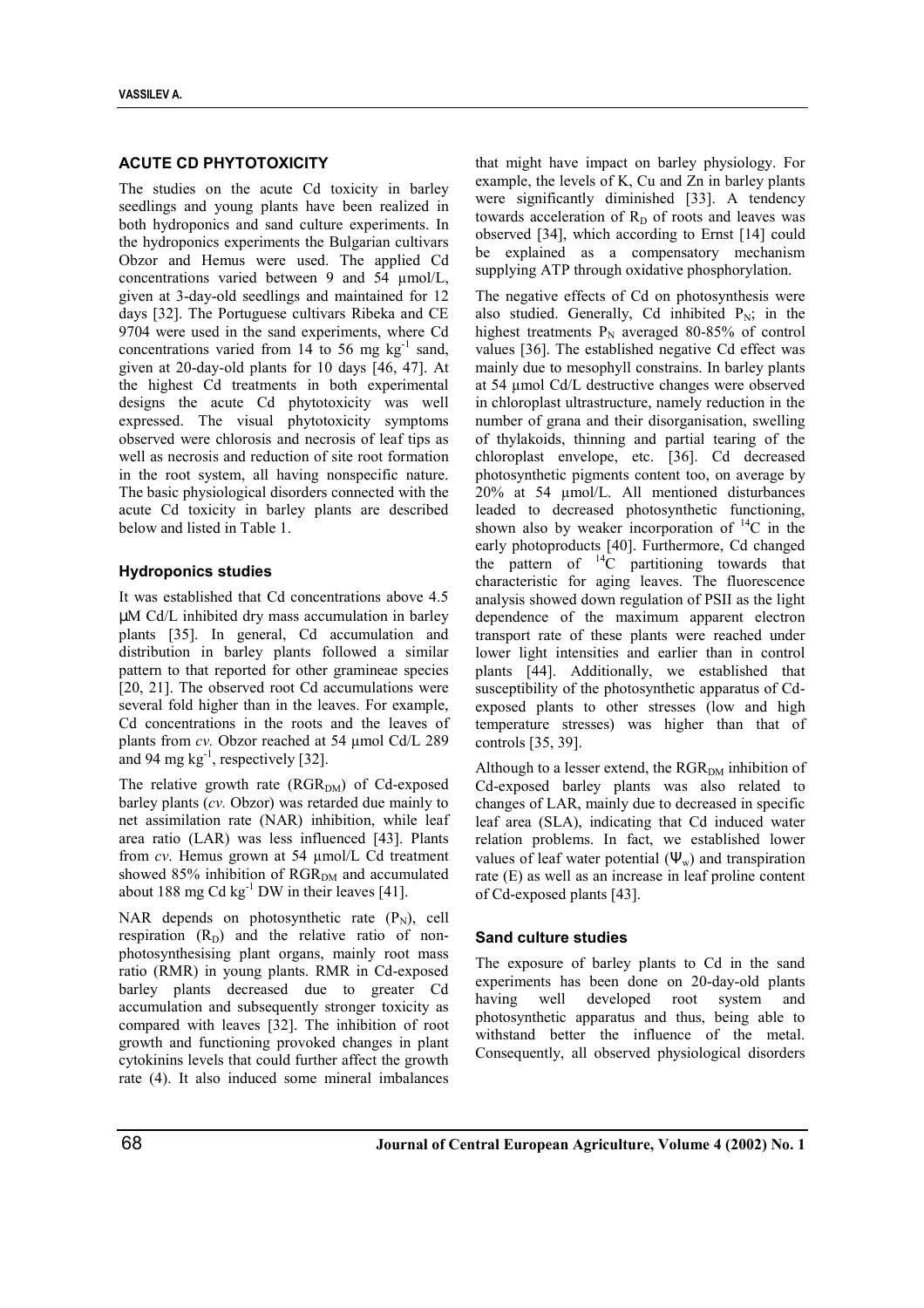## ACUTE CD PHYTOTOXICITY

The studies on the acute Cd toxicity in barley seedlings and young plants have been realized in both hydroponics and sand culture experiments. In the hydroponics experiments the Bulgarian cultivars Obzor and Hemus were used. The applied Cd concentrations varied between 9 and 54 µmol/L, given at 3-day-old seedlings and maintained for 12 days [32]. The Portuguese cultivars Ribeka and CE 9704 were used in the sand experiments, where Cd concentrations varied from 14 to 56 mg $kg^{-1}$ sand, given at 20-day-old plants for 10 days [46, 47]. At the highest Cd treatments in both experimental designs the acute Cd phytotoxicity was well expressed. The visual phytotoxicity symptoms observed were chlorosis and necrosis of leaf tips as well as necrosis and reduction of site root formation in the root system, all having nonspecific nature. The basic physiological disorders connected with the acute Cd toxicity in barley plants are described below and listed in Table 1.

### Hydroponics studies

It was established that Cd concentrations above 4.5 µM Cd/L inhibited dry mass accumulation in barley plants [35]. In general, Cd accumulation and distribution in barley plants followed a similar pattern to that reported for other gramineae species [20, 21]. The observed root Cd accumulations were several fold higher than in the leaves. For example, Cd concentrations in the roots and the leaves of plants from *cv.* Obzor reached at 54 µmol Cd/L 289 and 94 mg $kg^{-1}$, respectively [32].

The relative growth rate ($RGR_{DM}$) of Cd-exposed barley plants (*cv.* Obzor) was retarded due mainly to net assimilation rate (NAR) inhibition, while leaf area ratio (LAR) was less influenced [43]. Plants from *cv*. Hemus grown at 54 µmol/L Cd treatment showed 85% inhibition of $RGR_{DM}$ and accumulated about 188 mg Cd $kg^{-1}$ DW in their leaves [41].

NAR depends on photosynthetic rate ($P_N$), cell respiration ($R_D$) and the relative ratio of non-photosynthesising plant organs, mainly root mass ratio (RMR) in young plants. RMR in Cd-exposed barley plants decreased due to greater Cd accumulation and subsequently stronger toxicity as compared with leaves [32]. The inhibition of root growth and functioning provoked changes in plant cytokinins levels that could further affect the growth rate (4). It also induced some mineral imbalances that might have impact on barley physiology. For example, the levels of K, Cu and Zn in barley plants were significantly diminished [33]. A tendency towards acceleration of $R_D$ of roots and leaves was observed [34], which according to Ernst [14] could be explained as a compensatory mechanism supplying ATP through oxidative phosphorylation.

The negative effects of Cd on photosynthesis were also studied. Generally, Cd inhibited $P_N$; in the highest treatments $P_N$ averaged 80-85% of control values [36]. The established negative Cd effect was mainly due to mesophyll constrains. In barley plants at 54 µmol Cd/L destructive changes were observed in chloroplast ultrastructure, namely reduction in the number of grana and their disorganisation, swelling of thylakoids, thinning and partial tearing of the chloroplast envelope, etc. [36]. Cd decreased photosynthetic pigments content too, on average by 20% at 54 µmol/L. All mentioned disturbances leaded to decreased photosynthetic functioning, shown also by weaker incorporation of $^{14}C$ in the early photoproducts [40]. Furthermore, Cd changed the pattern of $^{14}C$ partitioning towards that characteristic for aging leaves. The fluorescence analysis showed down regulation of PSII as the light dependence of the maximum apparent electron transport rate of these plants were reached under lower light intensities and earlier than in control plants [44]. Additionally, we established that susceptibility of the photosynthetic apparatus of Cd-exposed plants to other stresses (low and high temperature stresses) was higher than that of controls [35, 39].

Although to a lesser extend, the $RGR_{DM}$ inhibition of Cd-exposed barley plants was also related to changes of LAR, mainly due to decreased in specific leaf area (SLA), indicating that Cd induced water relation problems. In fact, we established lower values of leaf water potential ($\Psi_w$) and transpiration rate (E) as well as an increase in leaf proline content of Cd-exposed plants [43].

### Sand culture studies

The exposure of barley plants to Cd in the sand experiments has been done on 20-day-old plants having well developed root system and photosynthetic apparatus and thus, being able to withstand better the influence of the metal. Consequently, all observed physiological disorders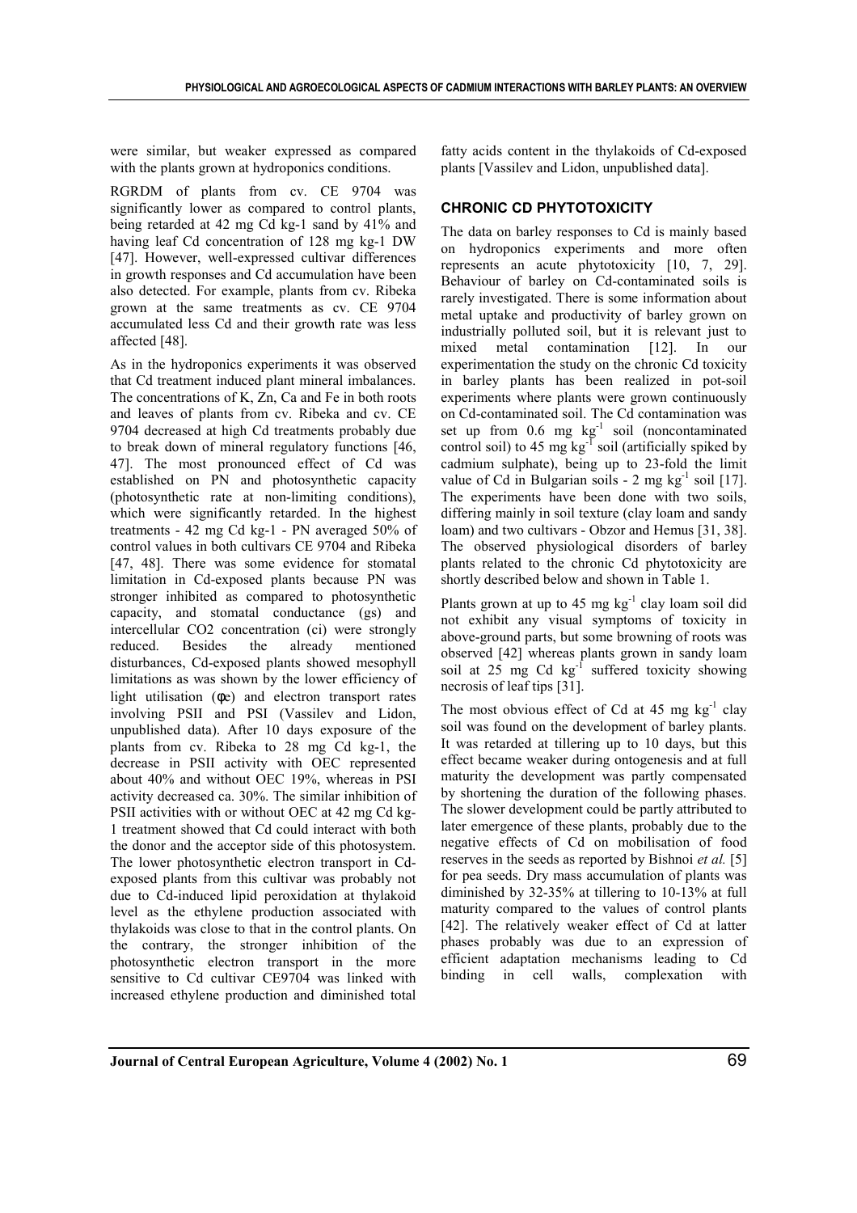were similar, but weaker expressed as compared with the plants grown at hydroponics conditions.

RGRDM of plants from cv. CE 9704 was significantly lower as compared to control plants, being retarded at 42 mg Cd kg-1 sand by 41% and having leaf Cd concentration of 128 mg kg-1 DW [47]. However, well-expressed cultivar differences in growth responses and Cd accumulation have been also detected. For example, plants from cv. Ribeka grown at the same treatments as cv. CE 9704 accumulated less Cd and their growth rate was less affected [48].

As in the hydroponics experiments it was observed that Cd treatment induced plant mineral imbalances. The concentrations of K, Zn, Ca and Fe in both roots and leaves of plants from cv. Ribeka and cv. CE 9704 decreased at high Cd treatments probably due to break down of mineral regulatory functions [46, 47]. The most pronounced effect of Cd was established on PN and photosynthetic capacity (photosynthetic rate at non-limiting conditions), which were significantly retarded. In the highest treatments - 42 mg Cd kg-1 - PN averaged 50% of control values in both cultivars CE 9704 and Ribeka [47, 48]. There was some evidence for stomatal limitation in Cd-exposed plants because PN was stronger inhibited as compared to photosynthetic capacity, and stomatal conductance (gs) and intercellular CO2 concentration (ci) were strongly reduced. Besides the already mentioned disturbances, Cd-exposed plants showed mesophyll limitations as was shown by the lower efficiency of light utilisation (φe) and electron transport rates involving PSII and PSI (Vassilev and Lidon, unpublished data). After 10 days exposure of the plants from cv. Ribeka to 28 mg Cd kg-1, the decrease in PSII activity with OEC represented about 40% and without OEC 19%, whereas in PSI activity decreased ca. 30%. The similar inhibition of PSII activities with or without OEC at 42 mg Cd kg-1 treatment showed that Cd could interact with both the donor and the acceptor side of this photosystem. The lower photosynthetic electron transport in Cd-exposed plants from this cultivar was probably not due to Cd-induced lipid peroxidation at thylakoid level as the ethylene production associated with thylakoids was close to that in the control plants. On the contrary, the stronger inhibition of the photosynthetic electron transport in the more sensitive to Cd cultivar CE9704 was linked with increased ethylene production and diminished total fatty acids content in the thylakoids of Cd-exposed plants [Vassilev and Lidon, unpublished data].

## CHRONIC CD PHYTOTOXICITY

The data on barley responses to Cd is mainly based on hydroponics experiments and more often represents an acute phytotoxicity [10, 7, 29]. Behaviour of barley on Cd-contaminated soils is rarely investigated. There is some information about metal uptake and productivity of barley grown on industrially polluted soil, but it is relevant just to mixed metal contamination [12]. In our experimentation the study on the chronic Cd toxicity in barley plants has been realized in pot-soil experiments where plants were grown continuously on Cd-contaminated soil. The Cd contamination was set up from 0.6 mg $kg^{-1}$ soil (noncontaminated control soil) to 45 mg $kg^{-1}$ soil (artificially spiked by cadmium sulphate), being up to 23-fold the limit value of Cd in Bulgarian soils - 2 mg $kg^{-1}$ soil [17]. The experiments have been done with two soils, differing mainly in soil texture (clay loam and sandy loam) and two cultivars - Obzor and Hemus [31, 38]. The observed physiological disorders of barley plants related to the chronic Cd phytotoxicity are shortly described below and shown in Table 1.

Plants grown at up to 45 mg $kg^{-1}$ clay loam soil did not exhibit any visual symptoms of toxicity in above-ground parts, but some browning of roots was observed [42] whereas plants grown in sandy loam soil at 25 mg Cd $kg^{-1}$ suffered toxicity showing necrosis of leaf tips [31].

The most obvious effect of Cd at 45 mg $kg^{-1}$ clay soil was found on the development of barley plants. It was retarded at tillering up to 10 days, but this effect became weaker during ontogenesis and at full maturity the development was partly compensated by shortening the duration of the following phases. The slower development could be partly attributed to later emergence of these plants, probably due to the negative effects of Cd on mobilisation of food reserves in the seeds as reported by Bishnoi *et al.* [5] for pea seeds. Dry mass accumulation of plants was diminished by 32-35% at tillering to 10-13% at full maturity compared to the values of control plants [42]. The relatively weaker effect of Cd at latter phases probably was due to an expression of efficient adaptation mechanisms leading to Cd binding in cell walls, complexation with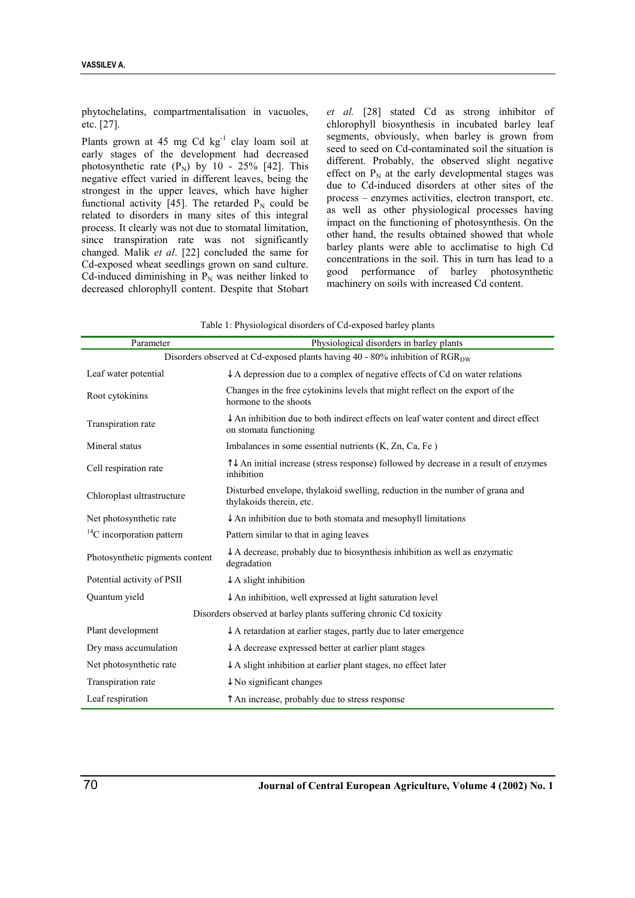phytochelatins, compartmentalisation in vacuoles, etc. [27].

Plants grown at 45 mg Cd $kg^{-1}$ clay loam soil at early stages of the development had decreased photosynthetic rate ($P_N$) by 10 - 25% [42]. This negative effect varied in different leaves, being the strongest in the upper leaves, which have higher functional activity [45]. The retarded $P_N$ could be related to disorders in many sites of this integral process. It clearly was not due to stomatal limitation, since transpiration rate was not significantly changed. Malik *et al*. [22] concluded the same for Cd-exposed wheat seedlings grown on sand culture. Cd-induced diminishing in $P_N$ was neither linked to decreased chlorophyll content. Despite that Stobart *et al.* [28] stated Cd as strong inhibitor of chlorophyll biosynthesis in incubated barley leaf segments, obviously, when barley is grown from seed to seed on Cd-contaminated soil the situation is different. Probably, the observed slight negative effect on $P_N$ at the early developmental stages was due to Cd-induced disorders at other sites of the process – enzymes activities, electron transport, etc. as well as other physiological processes having impact on the functioning of photosynthesis. On the other hand, the results obtained showed that whole barley plants were able to acclimatise to high Cd concentrations in the soil. This in turn has lead to a good performance of barley photosynthetic machinery on soils with increased Cd content.

Table 1: Physiological disorders of Cd-exposed barley plants

| Parameter | Physiological disorders in barley plants |
|---|---|
| Disorders observed at Cd-exposed plants having 40 - 80% inhibition of $RGR_{DW}$ | |
| Leaf water potential | ↓ A depression due to a complex of negative effects of Cd on water relations |
| Root cytokinins | Changes in the free cytokinins levels that might reflect on the export of the hormone to the shoots |
| Transpiration rate | ↓ An inhibition due to both indirect effects on leaf water content and direct effect on stomata functioning |
| Mineral status | Imbalances in some essential nutrients (K, Zn, Ca, Fe ) |
| Cell respiration rate | ↑↓ An initial increase (stress response) followed by decrease in a result of enzymes inhibition |
| Chloroplast ultrastructure | Disturbed envelope, thylakoid swelling, reduction in the number of grana and thylakoids therein, etc. |
| Net photosynthetic rate | ↓ An inhibition due to both stomata and mesophyll limitations |
| $^{14}C$ incorporation pattern | Pattern similar to that in aging leaves |
| Photosynthetic pigments content | ↓ A decrease, probably due to biosynthesis inhibition as well as enzymatic degradation |
| Potential activity of PSII | ↓ A slight inhibition |
| Quantum yield | ↓ An inhibition, well expressed at light saturation level |
| Disorders observed at barley plants suffering chronic Cd toxicity | |
| Plant development | ↓ A retardation at earlier stages, partly due to later emergence |
| Dry mass accumulation | ↓ A decrease expressed better at earlier plant stages |
| Net photosynthetic rate | ↓ A slight inhibition at earlier plant stages, no effect later |
| Transpiration rate | ↓ No significant changes |
| Leaf respiration | ↑ An increase, probably due to stress response |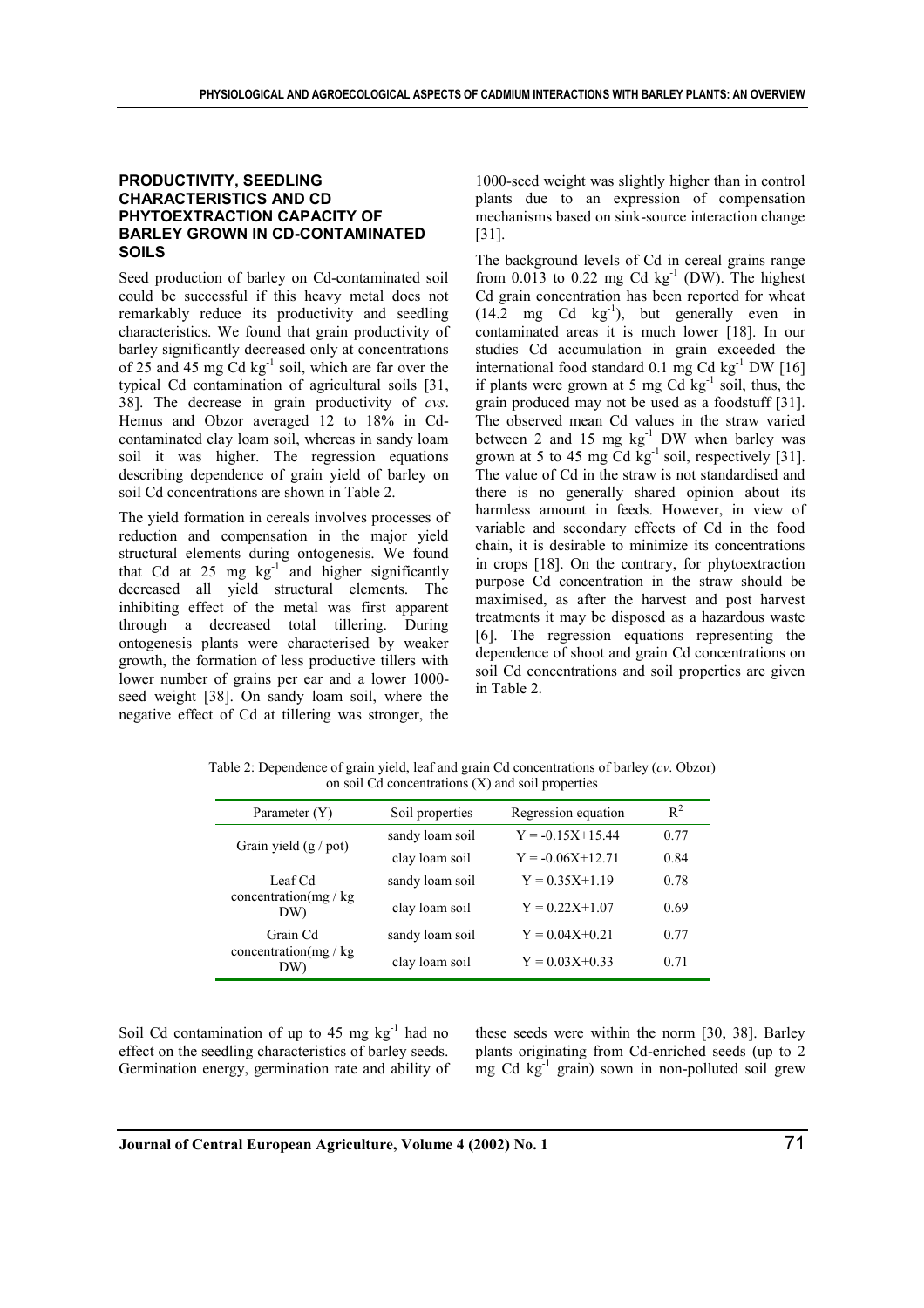### PRODUCTIVITY, SEEDLING CHARACTERISTICS AND CD PHYTOEXTRACTION CAPACITY OF BARLEY GROWN IN CD-CONTAMINATED SOILS

Seed production of barley on Cd-contaminated soil could be successful if this heavy metal does not remarkably reduce its productivity and seedling characteristics. We found that grain productivity of barley significantly decreased only at concentrations of 25 and 45 mg Cd $kg^{-1}$ soil, which are far over the typical Cd contamination of agricultural soils [31, 38]. The decrease in grain productivity of *cvs*. Hemus and Obzor averaged 12 to 18% in Cd-contaminated clay loam soil, whereas in sandy loam soil it was higher. The regression equations describing dependence of grain yield of barley on soil Cd concentrations are shown in Table 2.

The yield formation in cereals involves processes of reduction and compensation in the major yield structural elements during ontogenesis. We found that Cd at 25 mg $kg^{-1}$ and higher significantly decreased all yield structural elements. The inhibiting effect of the metal was first apparent through a decreased total tillering. During ontogenesis plants were characterised by weaker growth, the formation of less productive tillers with lower number of grains per ear and a lower 1000-seed weight [38]. On sandy loam soil, where the negative effect of Cd at tillering was stronger, the 1000-seed weight was slightly higher than in control plants due to an expression of compensation mechanisms based on sink-source interaction change [31].

The background levels of Cd in cereal grains range from 0.013 to 0.22 mg Cd $kg^{-1}$ (DW). The highest Cd grain concentration has been reported for wheat (14.2 mg Cd $kg^{-1}$), but generally even in contaminated areas it is much lower [18]. In our studies Cd accumulation in grain exceeded the international food standard 0.1 mg Cd $kg^{-1}$ DW [16] if plants were grown at 5 mg Cd $kg^{-1}$ soil, thus, the grain produced may not be used as a foodstuff [31]. The observed mean Cd values in the straw varied between 2 and 15 mg $kg^{-1}$ DW when barley was grown at 5 to 45 mg Cd $kg^{-1}$ soil, respectively [31]. The value of Cd in the straw is not standardised and there is no generally shared opinion about its harmless amount in feeds. However, in view of variable and secondary effects of Cd in the food chain, it is desirable to minimize its concentrations in crops [18]. On the contrary, for phytoextraction purpose Cd concentration in the straw should be maximised, as after the harvest and post harvest treatments it may be disposed as a hazardous waste [6]. The regression equations representing the dependence of shoot and grain Cd concentrations on soil Cd concentrations and soil properties are given in Table 2.

Table 2: Dependence of grain yield, leaf and grain Cd concentrations of barley (*cv*. Obzor) on soil Cd concentrations (X) and soil properties

| Parameter (Y) | Soil properties | Regression equation | $R^2$ |
|---|---|---|---|
| Grain yield (g / pot) | sandy loam soil | Y = -0.15X+15.44 | 0.77 |
| | clay loam soil | Y = -0.06X+12.71 | 0.84 |
| Leaf Cd concentration(mg / kg DW) | sandy loam soil | Y = 0.35X+1.19 | 0.78 |
| | clay loam soil | Y = 0.22X+1.07 | 0.69 |
| Grain Cd concentration(mg / kg DW) | sandy loam soil | Y = 0.04X+0.21 | 0.77 |
| | clay loam soil | Y = 0.03X+0.33 | 0.71 |

Soil Cd contamination of up to 45 mg $kg^{-1}$ had no effect on the seedling characteristics of barley seeds. Germination energy, germination rate and ability of these seeds were within the norm [30, 38]. Barley plants originating from Cd-enriched seeds (up to 2 mg Cd $kg^{-1}$ grain) sown in non-polluted soil grew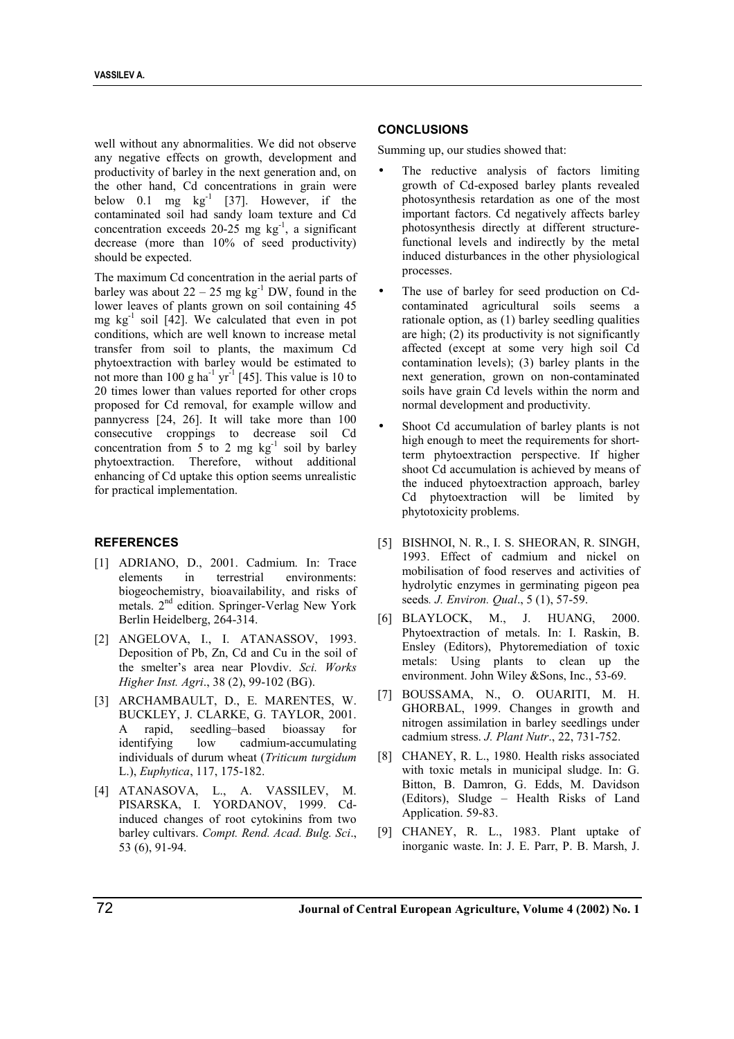well without any abnormalities. We did not observe any negative effects on growth, development and productivity of barley in the next generation and, on the other hand, Cd concentrations in grain were below 0.1 mg $kg^{-1}$ [37]. However, if the contaminated soil had sandy loam texture and Cd concentration exceeds 20-25 mg $kg^{-1}$, a significant decrease (more than 10% of seed productivity) should be expected.

The maximum Cd concentration in the aerial parts of barley was about 22 – 25 mg $kg^{-1}$ DW, found in the lower leaves of plants grown on soil containing 45 mg $kg^{-1}$ soil [42]. We calculated that even in pot conditions, which are well known to increase metal transfer from soil to plants, the maximum Cd phytoextraction with barley would be estimated to not more than 100 g $ha^{-1}$ $yr^{-1}$ [45]. This value is 10 to 20 times lower than values reported for other crops proposed for Cd removal, for example willow and pannycress [24, 26]. It will take more than 100 consecutive croppings to decrease soil Cd concentration from 5 to 2 mg $kg^{-1}$ soil by barley phytoextraction. Therefore, without additional enhancing of Cd uptake this option seems unrealistic for practical implementation.

## CONCLUSIONS

Summing up, our studies showed that:

- The reductive analysis of factors limiting growth of Cd-exposed barley plants revealed photosynthesis retardation as one of the most important factors. Cd negatively affects barley photosynthesis directly at different structure-functional levels and indirectly by the metal induced disturbances in the other physiological processes.
- The use of barley for seed production on Cd-contaminated agricultural soils seems a rationale option, as (1) barley seedling qualities are high; (2) its productivity is not significantly affected (except at some very high soil Cd contamination levels); (3) barley plants in the next generation, grown on non-contaminated soils have grain Cd levels within the norm and normal development and productivity.
- Shoot Cd accumulation of barley plants is not high enough to meet the requirements for short-term phytoextraction perspective. If higher shoot Cd accumulation is achieved by means of the induced phytoextraction approach, barley Cd phytoextraction will be limited by phytotoxicity problems.

## REFERENCES

[1] ADRIANO, D., 2001. Cadmium. In: Trace elements in terrestrial environments: biogeochemistry, bioavailability, and risks of metals. 2nd edition. Springer-Verlag New York Berlin Heidelberg, 264-314.

[2] ANGELOVA, I., I. ATANASSOV, 1993. Deposition of Pb, Zn, Cd and Cu in the soil of the smelter's area near Plovdiv. *Sci. Works Higher Inst. Agri*., 38 (2), 99-102 (BG).

[3] ARCHAMBAULT, D., E. MARENTES, W. BUCKLEY, J. CLARKE, G. TAYLOR, 2001. A rapid, seedling–based bioassay for identifying low cadmium-accumulating individuals of durum wheat (*Triticum turgidum* L.), *Euphytica*, 117, 175-182.

[4] ATANASOVA, L., A. VASSILEV, M. PISARSKA, I. YORDANOV, 1999. Cd-induced changes of root cytokinins from two barley cultivars. *Compt. Rend. Acad. Bulg. Sci*., 53 (6), 91-94.

[5] BISHNOI, N. R., I. S. SHEORAN, R. SINGH, 1993. Effect of cadmium and nickel on mobilisation of food reserves and activities of hydrolytic enzymes in germinating pigeon pea seeds. *J. Environ. Qual*., 5 (1), 57-59.

[6] BLAYLOCK, M., J. HUANG, 2000. Phytoextraction of metals. In: I. Raskin, B. Ensley (Editors), Phytoremediation of toxic metals: Using plants to clean up the environment. John Wiley &Sons, Inc., 53-69.

[7] BOUSSAMA, N., O. OUARITI, M. H. GHORBAL, 1999. Changes in growth and nitrogen assimilation in barley seedlings under cadmium stress. *J. Plant Nutr*., 22, 731-752.

[8] CHANEY, R. L., 1980. Health risks associated with toxic metals in municipal sludge. In: G. Bitton, B. Damron, G. Edds, M. Davidson (Editors), Sludge – Health Risks of Land Application. 59-83.

[9] CHANEY, R. L., 1983. Plant uptake of inorganic waste. In: J. E. Parr, P. B. Marsh, J.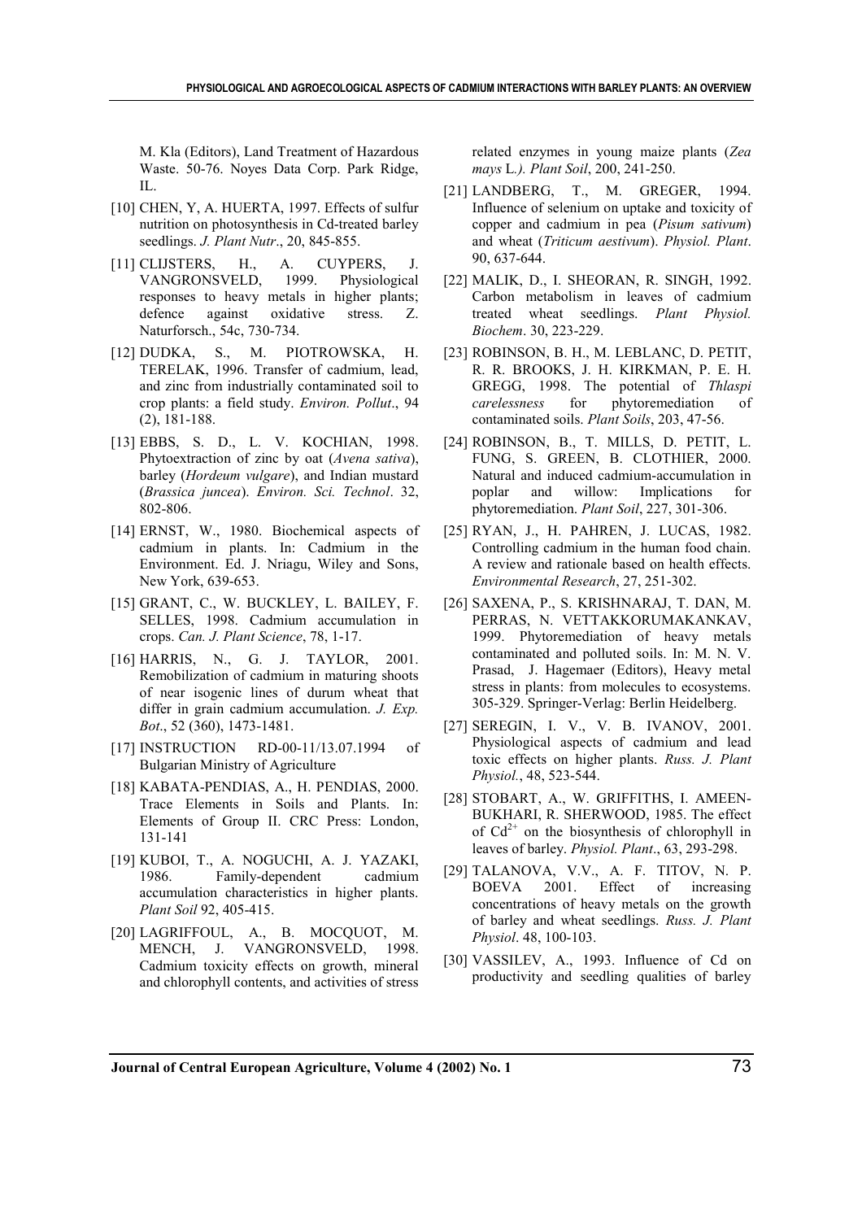M. Kla (Editors), Land Treatment of Hazardous Waste. 50-76. Noyes Data Corp. Park Ridge, IL.

[10] CHEN, Y, A. HUERTA, 1997. Effects of sulfur nutrition on photosynthesis in Cd-treated barley seedlings. *J. Plant Nutr*., 20, 845-855.

[11] CLIJSTERS, H., A. CUYPERS, J. VANGRONSVELD, 1999. Physiological responses to heavy metals in higher plants; defence against oxidative stress. Z. Naturforsch., 54c, 730-734.

[12] DUDKA, S., M. PIOTROWSKA, H. TERELAK, 1996. Transfer of cadmium, lead, and zinc from industrially contaminated soil to crop plants: a field study. *Environ. Pollut*., 94 (2), 181-188.

[13] EBBS, S. D., L. V. KOCHIAN, 1998. Phytoextraction of zinc by oat (*Avena sativa*), barley (*Hordeum vulgare*), and Indian mustard (*Brassica juncea*). *Environ. Sci. Technol*. 32, 802-806.

[14] ERNST, W., 1980. Biochemical aspects of cadmium in plants. In: Cadmium in the Environment. Ed. J. Nriagu, Wiley and Sons, New York, 639-653.

[15] GRANT, C., W. BUCKLEY, L. BAILEY, F. SELLES, 1998. Cadmium accumulation in crops. *Can. J. Plant Science*, 78, 1-17.

[16] HARRIS, N., G. J. TAYLOR, 2001. Remobilization of cadmium in maturing shoots of near isogenic lines of durum wheat that differ in grain cadmium accumulation. *J. Exp. Bot*., 52 (360), 1473-1481.

[17] INSTRUCTION RD-00-11/13.07.1994 of Bulgarian Ministry of Agriculture

[18] KABATA-PENDIAS, A., H. PENDIAS, 2000. Trace Elements in Soils and Plants. In: Elements of Group II. CRC Press: London, 131-141

[19] KUBOI, T., A. NOGUCHI, A. J. YAZAKI, 1986. Family-dependent cadmium accumulation characteristics in higher plants. *Plant Soil* 92, 405-415.

[20] LAGRIFFOUL, A., B. MOCQUOT, M. MENCH, J. VANGRONSVELD, 1998. Cadmium toxicity effects on growth, mineral and chlorophyll contents, and activities of stress related enzymes in young maize plants (*Zea mays* L.*). Plant Soil*, 200, 241-250.

[21] LANDBERG, T., M. GREGER, 1994. Influence of selenium on uptake and toxicity of copper and cadmium in pea (*Pisum sativum*) and wheat (*Triticum aestivum*). *Physiol. Plant*. 90, 637-644.

[22] MALIK, D., I. SHEORAN, R. SINGH, 1992. Carbon metabolism in leaves of cadmium treated wheat seedlings. *Plant Physiol. Biochem*. 30, 223-229.

[23] ROBINSON, B. H., M. LEBLANC, D. PETIT, R. R. BROOKS, J. H. KIRKMAN, P. E. H. GREGG, 1998. The potential of *Thlaspi carelessness* for phytoremediation of contaminated soils. *Plant Soils*, 203, 47-56.

[24] ROBINSON, B., T. MILLS, D. PETIT, L. FUNG, S. GREEN, B. CLOTHIER, 2000. Natural and induced cadmium-accumulation in poplar and willow: Implications for phytoremediation. *Plant Soil*, 227, 301-306.

[25] RYAN, J., H. PAHREN, J. LUCAS, 1982. Controlling cadmium in the human food chain. A review and rationale based on health effects. *Environmental Research*, 27, 251-302.

[26] SAXENA, P., S. KRISHNARAJ, T. DAN, M. PERRAS, N. VETTAKKORUMAKANKAV, 1999. Phytoremediation of heavy metals contaminated and polluted soils. In: M. N. V. Prasad, J. Hagemaer (Editors), Heavy metal stress in plants: from molecules to ecosystems. 305-329. Springer-Verlag: Berlin Heidelberg.

[27] SEREGIN, I. V., V. B. IVANOV, 2001. Physiological aspects of cadmium and lead toxic effects on higher plants. *Russ. J. Plant Physiol.*, 48, 523-544.

[28] STOBART, A., W. GRIFFITHS, I. AMEEN-BUKHARI, R. SHERWOOD, 1985. The effect of $Cd^{2+}$ on the biosynthesis of chlorophyll in leaves of barley. *Physiol. Plant*., 63, 293-298.

[29] TALANOVA, V.V., A. F. TITOV, N. P. BOEVA 2001. Effect of increasing concentrations of heavy metals on the growth of barley and wheat seedlings. *Russ. J. Plant Physiol*. 48, 100-103.

[30] VASSILEV, A., 1993. Influence of Cd on productivity and seedling qualities of barley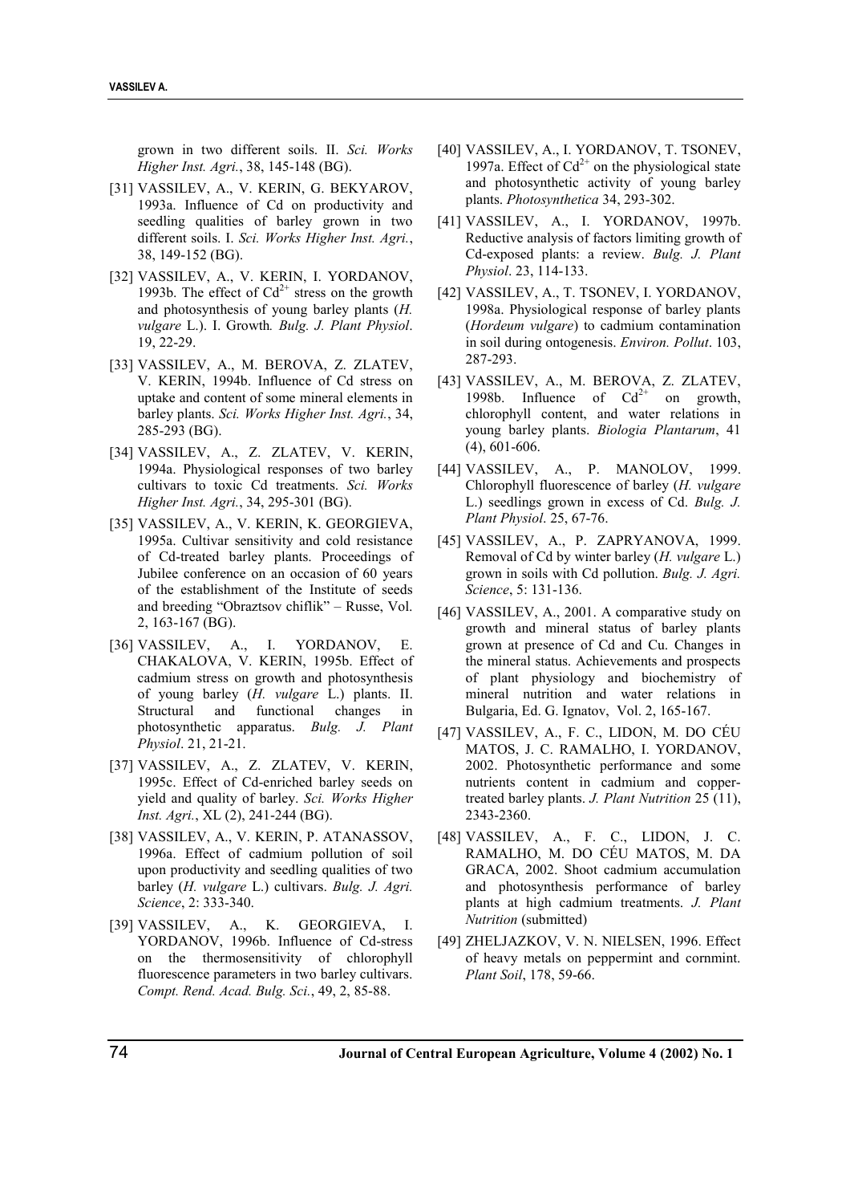grown in two different soils. II. *Sci. Works Higher Inst. Agri.*, 38, 145-148 (BG).

[31] VASSILEV, A., V. KERIN, G. BEKYAROV, 1993a. Influence of Cd on productivity and seedling qualities of barley grown in two different soils. I. *Sci. Works Higher Inst. Agri.*, 38, 149-152 (BG).

[32] VASSILEV, A., V. KERIN, I. YORDANOV, 1993b. The effect of $Cd^{2+}$ stress on the growth and photosynthesis of young barley plants (*H. vulgare* L.). I. Growth*. Bulg. J. Plant Physiol*. 19, 22-29.

[33] VASSILEV, A., M. BEROVA, Z. ZLATEV, V. KERIN, 1994b. Influence of Cd stress on uptake and content of some mineral elements in barley plants. *Sci. Works Higher Inst. Agri.*, 34, 285-293 (BG).

[34] VASSILEV, A., Z. ZLATEV, V. KERIN, 1994a. Physiological responses of two barley cultivars to toxic Cd treatments. *Sci. Works Higher Inst. Agri.*, 34, 295-301 (BG).

[35] VASSILEV, A., V. KERIN, K. GEORGIEVA, 1995a. Cultivar sensitivity and cold resistance of Cd-treated barley plants. Proceedings of Jubilee conference on an occasion of 60 years of the establishment of the Institute of seeds and breeding "Obraztsov chiflik" – Russe, Vol. 2, 163-167 (BG).

[36] VASSILEV, A., I. YORDANOV, E. CHAKALOVA, V. KERIN, 1995b. Effect of cadmium stress on growth and photosynthesis of young barley (*H. vulgare* L.) plants. II. Structural and functional changes in photosynthetic apparatus. *Bulg. J. Plant Physiol*. 21, 21-21.

[37] VASSILEV, A., Z. ZLATEV, V. KERIN, 1995c. Effect of Cd-enriched barley seeds on yield and quality of barley. *Sci. Works Higher Inst. Agri.*, XL (2), 241-244 (BG).

[38] VASSILEV, A., V. KERIN, P. ATANASSOV, 1996a. Effect of cadmium pollution of soil upon productivity and seedling qualities of two barley (*H. vulgare* L.) cultivars. *Bulg. J. Agri. Science*, 2: 333-340.

[39] VASSILEV, A., K. GEORGIEVA, I. YORDANOV, 1996b. Influence of Cd-stress on the thermosensitivity of chlorophyll fluorescence parameters in two barley cultivars. *Compt. Rend. Acad. Bulg. Sci.*, 49, 2, 85-88.

[40] VASSILEV, A., I. YORDANOV, T. TSONEV, 1997a. Effect of $Cd^{2+}$ on the physiological state and photosynthetic activity of young barley plants. *Photosynthetica* 34, 293-302.

[41] VASSILEV, A., I. YORDANOV, 1997b. Reductive analysis of factors limiting growth of Cd-exposed plants: a review. *Bulg. J. Plant Physiol*. 23, 114-133.

[42] VASSILEV, A., T. TSONEV, I. YORDANOV, 1998a. Physiological response of barley plants (*Hordeum vulgare*) to cadmium contamination in soil during ontogenesis. *Environ. Pollut*. 103, 287-293.

[43] VASSILEV, A., M. BEROVA, Z. ZLATEV, 1998b. Influence of $Cd^{2+}$ on growth, chlorophyll content, and water relations in young barley plants. *Biologia Plantarum*, 41 (4), 601-606.

[44] VASSILEV, A., P. MANOLOV, 1999. Chlorophyll fluorescence of barley (*H. vulgare* L.) seedlings grown in excess of Cd. *Bulg. J. Plant Physiol*. 25, 67-76.

[45] VASSILEV, A., P. ZAPRYANOVA, 1999. Removal of Cd by winter barley (*H. vulgare* L.) grown in soils with Cd pollution. *Bulg. J. Agri. Science*, 5: 131-136.

[46] VASSILEV, A., 2001. A comparative study on growth and mineral status of barley plants grown at presence of Cd and Cu. Changes in the mineral status. Achievements and prospects of plant physiology and biochemistry of mineral nutrition and water relations in Bulgaria, Ed. G. Ignatov, Vol. 2, 165-167.

[47] VASSILEV, A., F. C., LIDON, M. DO CÉU MATOS, J. C. RAMALHO, I. YORDANOV, 2002. Photosynthetic performance and some nutrients content in cadmium and copper-treated barley plants. *J. Plant Nutrition* 25 (11), 2343-2360.

[48] VASSILEV, A., F. C., LIDON, J. C. RAMALHO, M. DO CÉU MATOS, M. DA GRACA, 2002. Shoot cadmium accumulation and photosynthesis performance of barley plants at high cadmium treatments. *J. Plant Nutrition* (submitted)

[49] ZHELJAZKOV, V. N. NIELSEN, 1996. Effect of heavy metals on peppermint and cornmint. *Plant Soil*, 178, 59-66.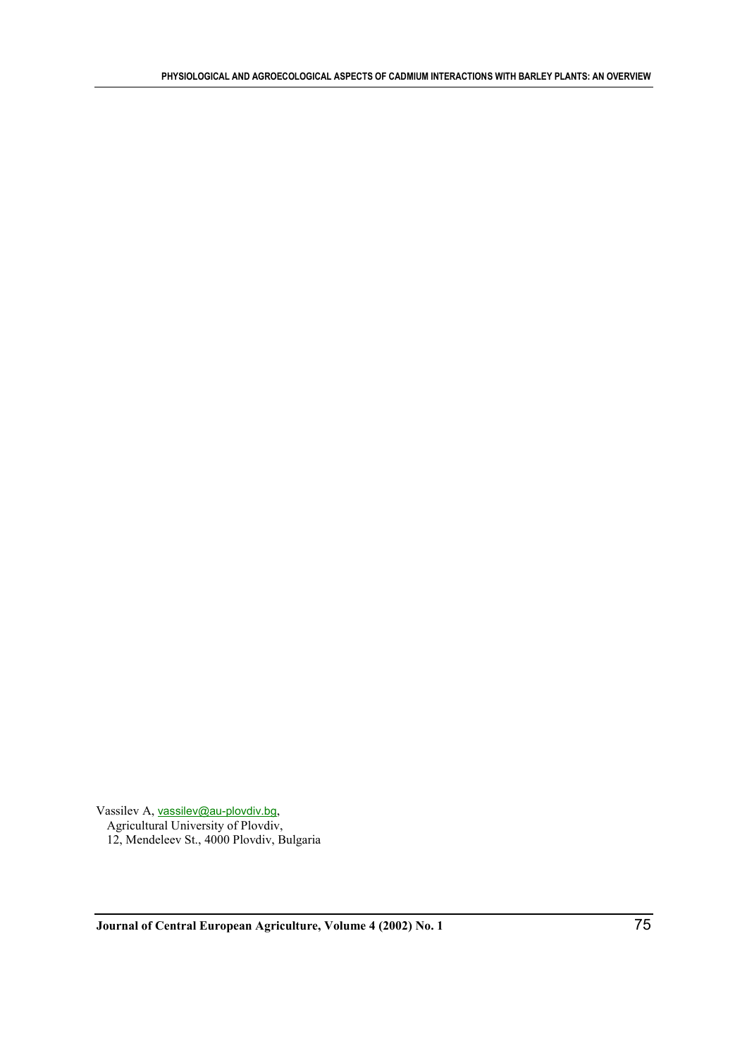Vassilev A, vassilev@au-plovdiv.bg,
Agricultural University of Plovdiv,
12, Mendeleev St., 4000 Plovdiv, Bulgaria